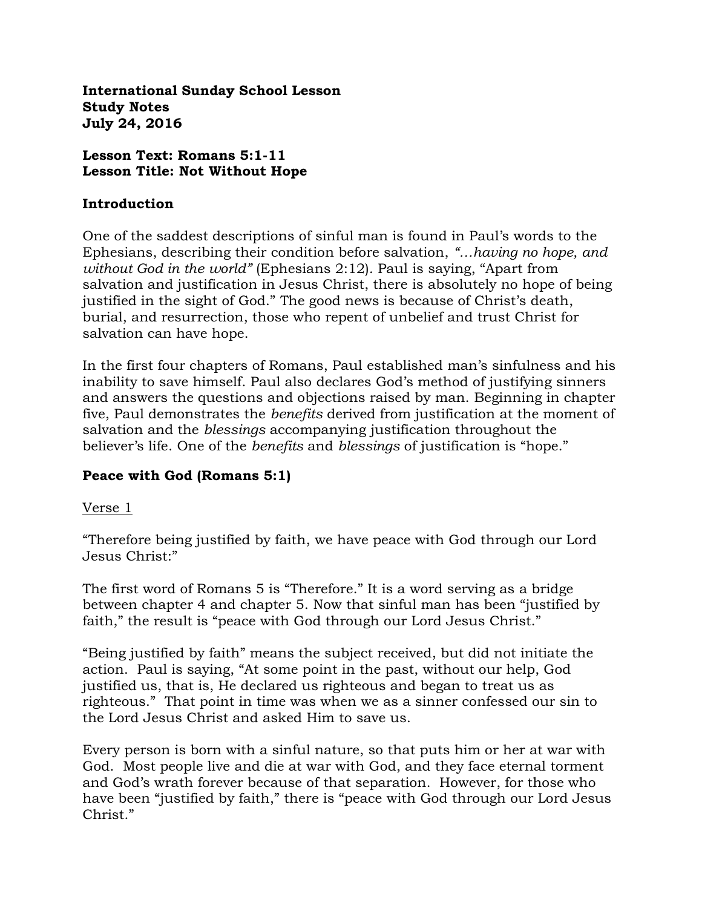**International Sunday School Lesson**
**Study Notes**
**July 24, 2016**

**Lesson Text: Romans 5:1-11**
**Lesson Title: Not Without Hope**

## Introduction

One of the saddest descriptions of sinful man is found in Paul's words to the Ephesians, describing their condition before salvation, *"…having no hope, and without God in the world"* (Ephesians 2:12). Paul is saying, "Apart from salvation and justification in Jesus Christ, there is absolutely no hope of being justified in the sight of God." The good news is because of Christ's death, burial, and resurrection, those who repent of unbelief and trust Christ for salvation can have hope.

In the first four chapters of Romans, Paul established man's sinfulness and his inability to save himself. Paul also declares God's method of justifying sinners and answers the questions and objections raised by man. Beginning in chapter five, Paul demonstrates the *benefits* derived from justification at the moment of salvation and the *blessings* accompanying justification throughout the believer's life. One of the *benefits* and *blessings* of justification is "hope."

## Peace with God (Romans 5:1)

<u>Verse 1</u>

"Therefore being justified by faith, we have peace with God through our Lord Jesus Christ:"

The first word of Romans 5 is "Therefore." It is a word serving as a bridge between chapter 4 and chapter 5. Now that sinful man has been "justified by faith," the result is "peace with God through our Lord Jesus Christ."

"Being justified by faith" means the subject received, but did not initiate the action. Paul is saying, "At some point in the past, without our help, God justified us, that is, He declared us righteous and began to treat us as righteous." That point in time was when we as a sinner confessed our sin to the Lord Jesus Christ and asked Him to save us.

Every person is born with a sinful nature, so that puts him or her at war with God. Most people live and die at war with God, and they face eternal torment and God's wrath forever because of that separation. However, for those who have been "justified by faith," there is "peace with God through our Lord Jesus Christ."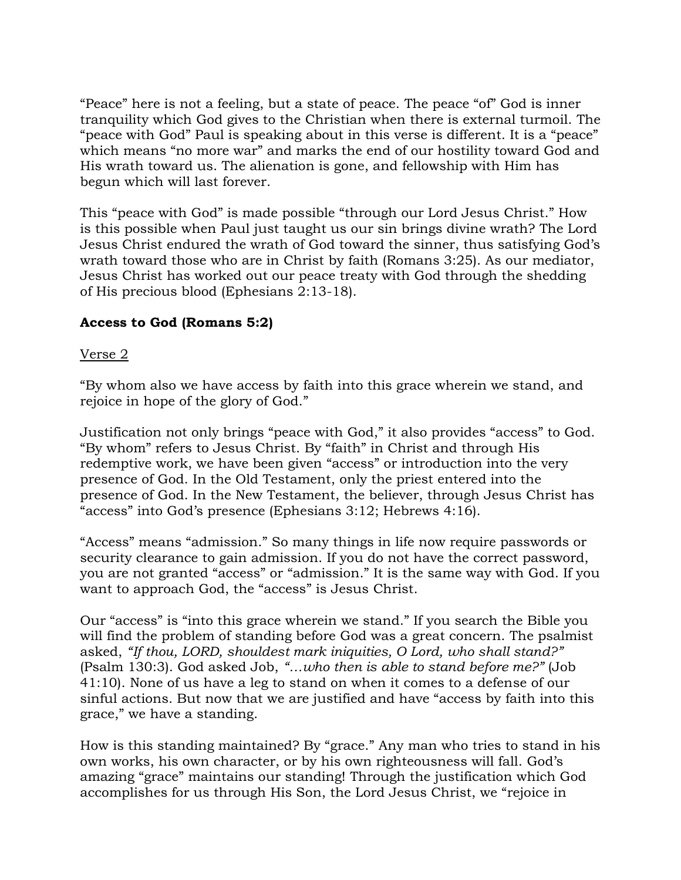"Peace" here is not a feeling, but a state of peace. The peace "of" God is inner tranquility which God gives to the Christian when there is external turmoil. The "peace with God" Paul is speaking about in this verse is different. It is a "peace" which means "no more war" and marks the end of our hostility toward God and His wrath toward us. The alienation is gone, and fellowship with Him has begun which will last forever.

This "peace with God" is made possible "through our Lord Jesus Christ." How is this possible when Paul just taught us our sin brings divine wrath? The Lord Jesus Christ endured the wrath of God toward the sinner, thus satisfying God's wrath toward those who are in Christ by faith (Romans 3:25). As our mediator, Jesus Christ has worked out our peace treaty with God through the shedding of His precious blood (Ephesians 2:13-18).

**Access to God (Romans 5:2)**

<u>Verse 2</u>

"By whom also we have access by faith into this grace wherein we stand, and rejoice in hope of the glory of God."

Justification not only brings "peace with God," it also provides "access" to God. "By whom" refers to Jesus Christ. By "faith" in Christ and through His redemptive work, we have been given "access" or introduction into the very presence of God. In the Old Testament, only the priest entered into the presence of God. In the New Testament, the believer, through Jesus Christ has "access" into God's presence (Ephesians 3:12; Hebrews 4:16).

"Access" means "admission." So many things in life now require passwords or security clearance to gain admission. If you do not have the correct password, you are not granted "access" or "admission." It is the same way with God. If you want to approach God, the "access" is Jesus Christ.

Our "access" is "into this grace wherein we stand." If you search the Bible you will find the problem of standing before God was a great concern. The psalmist asked, *"If thou, LORD, shouldest mark iniquities, O Lord, who shall stand?"* (Psalm 130:3). God asked Job, *"…who then is able to stand before me?"* (Job 41:10). None of us have a leg to stand on when it comes to a defense of our sinful actions. But now that we are justified and have "access by faith into this grace," we have a standing.

How is this standing maintained? By "grace." Any man who tries to stand in his own works, his own character, or by his own righteousness will fall. God's amazing "grace" maintains our standing! Through the justification which God accomplishes for us through His Son, the Lord Jesus Christ, we "rejoice in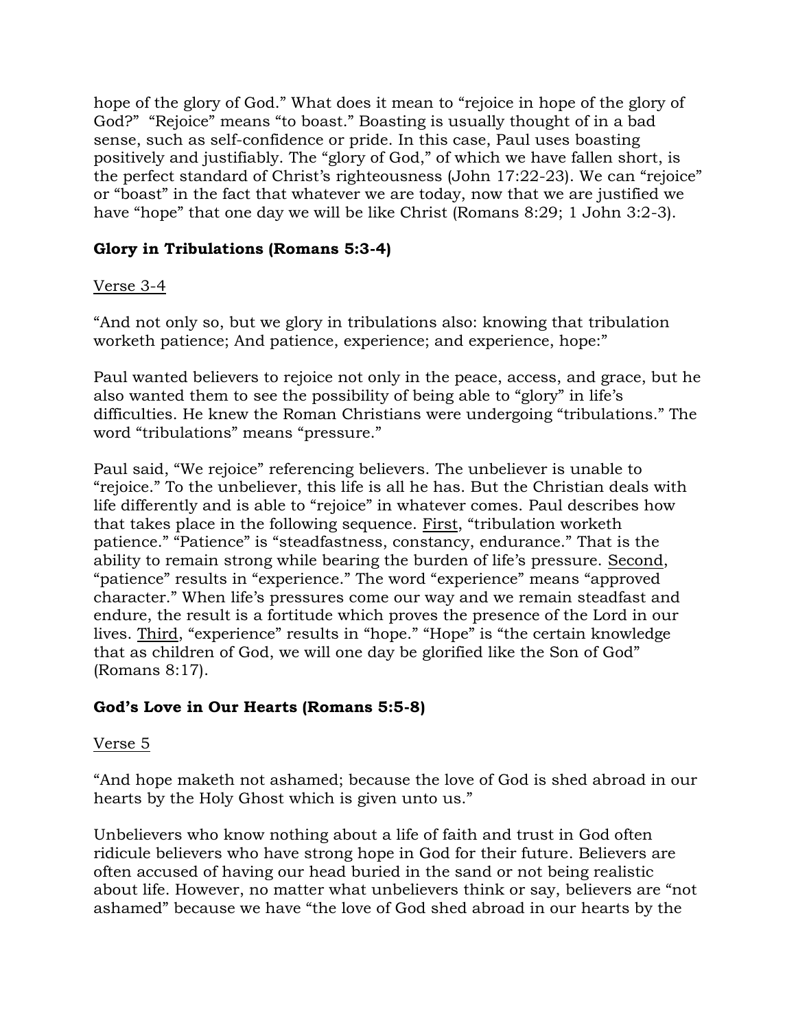hope of the glory of God." What does it mean to "rejoice in hope of the glory of God?" "Rejoice" means "to boast." Boasting is usually thought of in a bad sense, such as self-confidence or pride. In this case, Paul uses boasting positively and justifiably. The "glory of God," of which we have fallen short, is the perfect standard of Christ's righteousness (John 17:22-23). We can "rejoice" or "boast" in the fact that whatever we are today, now that we are justified we have "hope" that one day we will be like Christ (Romans 8:29; 1 John 3:2-3).

### Glory in Tribulations (Romans 5:3-4)

<u>Verse 3-4</u>

"And not only so, but we glory in tribulations also: knowing that tribulation worketh patience; And patience, experience; and experience, hope:"

Paul wanted believers to rejoice not only in the peace, access, and grace, but he also wanted them to see the possibility of being able to "glory" in life's difficulties. He knew the Roman Christians were undergoing "tribulations." The word "tribulations" means "pressure."

Paul said, "We rejoice" referencing believers. The unbeliever is unable to "rejoice." To the unbeliever, this life is all he has. But the Christian deals with life differently and is able to "rejoice" in whatever comes. Paul describes how that takes place in the following sequence. <u>First</u>, "tribulation worketh patience." "Patience" is "steadfastness, constancy, endurance." That is the ability to remain strong while bearing the burden of life's pressure. <u>Second</u>, "patience" results in "experience." The word "experience" means "approved character." When life's pressures come our way and we remain steadfast and endure, the result is a fortitude which proves the presence of the Lord in our lives. <u>Third</u>, "experience" results in "hope." "Hope" is "the certain knowledge that as children of God, we will one day be glorified like the Son of God" (Romans 8:17).

### God's Love in Our Hearts (Romans 5:5-8)

<u>Verse 5</u>

"And hope maketh not ashamed; because the love of God is shed abroad in our hearts by the Holy Ghost which is given unto us."

Unbelievers who know nothing about a life of faith and trust in God often ridicule believers who have strong hope in God for their future. Believers are often accused of having our head buried in the sand or not being realistic about life. However, no matter what unbelievers think or say, believers are "not ashamed" because we have "the love of God shed abroad in our hearts by the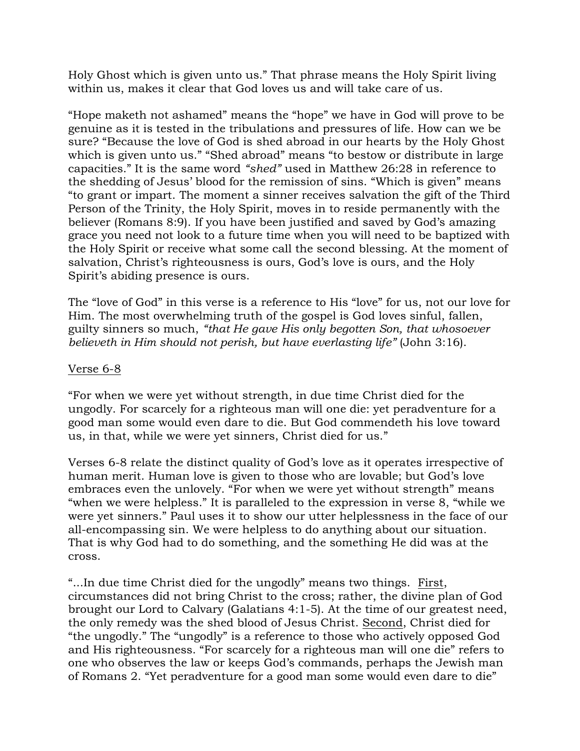Holy Ghost which is given unto us." That phrase means the Holy Spirit living within us, makes it clear that God loves us and will take care of us.

"Hope maketh not ashamed" means the "hope" we have in God will prove to be genuine as it is tested in the tribulations and pressures of life. How can we be sure? "Because the love of God is shed abroad in our hearts by the Holy Ghost which is given unto us." "Shed abroad" means "to bestow or distribute in large capacities." It is the same word *"shed"* used in Matthew 26:28 in reference to the shedding of Jesus' blood for the remission of sins. "Which is given" means "to grant or impart. The moment a sinner receives salvation the gift of the Third Person of the Trinity, the Holy Spirit, moves in to reside permanently with the believer (Romans 8:9). If you have been justified and saved by God's amazing grace you need not look to a future time when you will need to be baptized with the Holy Spirit or receive what some call the second blessing. At the moment of salvation, Christ's righteousness is ours, God's love is ours, and the Holy Spirit's abiding presence is ours.

The "love of God" in this verse is a reference to His "love" for us, not our love for Him. The most overwhelming truth of the gospel is God loves sinful, fallen, guilty sinners so much, *"that He gave His only begotten Son, that whosoever believeth in Him should not perish, but have everlasting life"* (John 3:16).

<u>Verse 6-8</u>

"For when we were yet without strength, in due time Christ died for the ungodly. For scarcely for a righteous man will one die: yet peradventure for a good man some would even dare to die. But God commendeth his love toward us, in that, while we were yet sinners, Christ died for us."

Verses 6-8 relate the distinct quality of God's love as it operates irrespective of human merit. Human love is given to those who are lovable; but God's love embraces even the unlovely. "For when we were yet without strength" means "when we were helpless." It is paralleled to the expression in verse 8, "while we were yet sinners." Paul uses it to show our utter helplessness in the face of our all-encompassing sin. We were helpless to do anything about our situation. That is why God had to do something, and the something He did was at the cross.

"...In due time Christ died for the ungodly" means two things. <u>First</u>, circumstances did not bring Christ to the cross; rather, the divine plan of God brought our Lord to Calvary (Galatians 4:1-5). At the time of our greatest need, the only remedy was the shed blood of Jesus Christ. <u>Second</u>, Christ died for "the ungodly." The "ungodly" is a reference to those who actively opposed God and His righteousness. "For scarcely for a righteous man will one die" refers to one who observes the law or keeps God's commands, perhaps the Jewish man of Romans 2. "Yet peradventure for a good man some would even dare to die"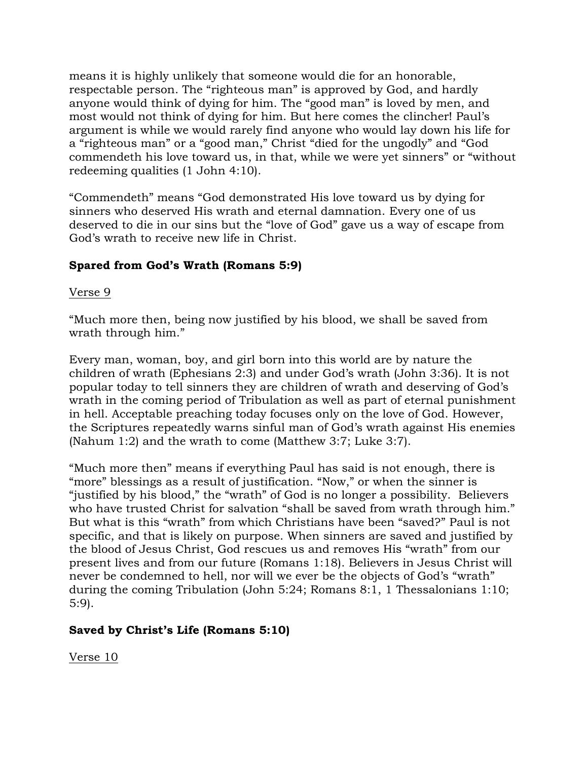means it is highly unlikely that someone would die for an honorable, respectable person. The "righteous man" is approved by God, and hardly anyone would think of dying for him. The "good man" is loved by men, and most would not think of dying for him. But here comes the clincher! Paul's argument is while we would rarely find anyone who would lay down his life for a "righteous man" or a "good man," Christ "died for the ungodly" and "God commendeth his love toward us, in that, while we were yet sinners" or "without redeeming qualities (1 John 4:10).

"Commendeth" means "God demonstrated His love toward us by dying for sinners who deserved His wrath and eternal damnation. Every one of us deserved to die in our sins but the "love of God" gave us a way of escape from God's wrath to receive new life in Christ.

**Spared from God's Wrath (Romans 5:9)**

<u>Verse 9</u>

"Much more then, being now justified by his blood, we shall be saved from wrath through him."

Every man, woman, boy, and girl born into this world are by nature the children of wrath (Ephesians 2:3) and under God's wrath (John 3:36). It is not popular today to tell sinners they are children of wrath and deserving of God's wrath in the coming period of Tribulation as well as part of eternal punishment in hell. Acceptable preaching today focuses only on the love of God. However, the Scriptures repeatedly warns sinful man of God's wrath against His enemies (Nahum 1:2) and the wrath to come (Matthew 3:7; Luke 3:7).

"Much more then" means if everything Paul has said is not enough, there is "more" blessings as a result of justification. "Now," or when the sinner is "justified by his blood," the "wrath" of God is no longer a possibility. Believers who have trusted Christ for salvation "shall be saved from wrath through him." But what is this "wrath" from which Christians have been "saved?" Paul is not specific, and that is likely on purpose. When sinners are saved and justified by the blood of Jesus Christ, God rescues us and removes His "wrath" from our present lives and from our future (Romans 1:18). Believers in Jesus Christ will never be condemned to hell, nor will we ever be the objects of God's "wrath" during the coming Tribulation (John 5:24; Romans 8:1, 1 Thessalonians 1:10; 5:9).

**Saved by Christ's Life (Romans 5:10)**

<u>Verse 10</u>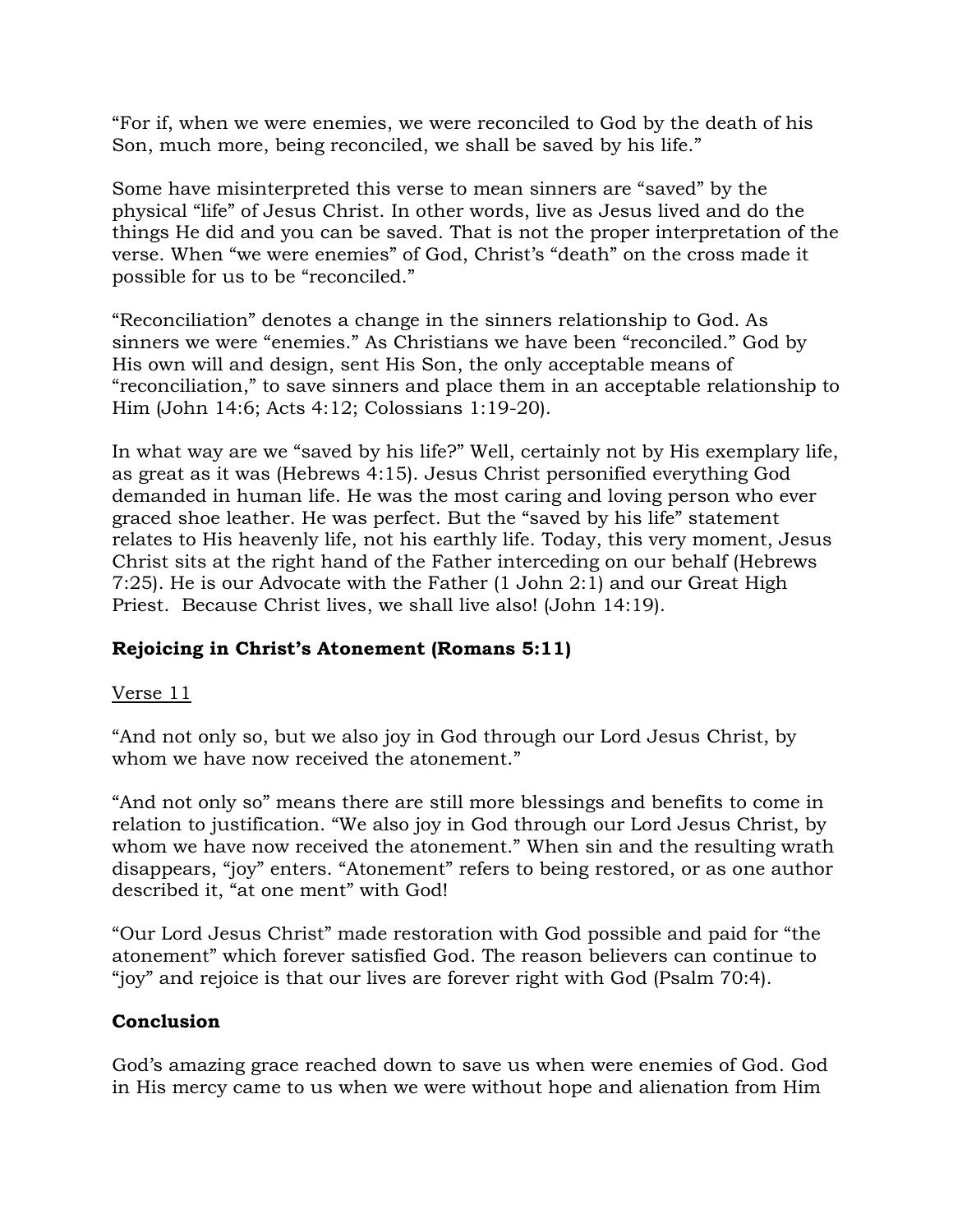"For if, when we were enemies, we were reconciled to God by the death of his Son, much more, being reconciled, we shall be saved by his life."

Some have misinterpreted this verse to mean sinners are "saved" by the physical "life" of Jesus Christ. In other words, live as Jesus lived and do the things He did and you can be saved. That is not the proper interpretation of the verse. When "we were enemies" of God, Christ's "death" on the cross made it possible for us to be "reconciled."

"Reconciliation" denotes a change in the sinners relationship to God. As sinners we were "enemies." As Christians we have been "reconciled." God by His own will and design, sent His Son, the only acceptable means of "reconciliation," to save sinners and place them in an acceptable relationship to Him (John 14:6; Acts 4:12; Colossians 1:19-20).

In what way are we "saved by his life?" Well, certainly not by His exemplary life, as great as it was (Hebrews 4:15). Jesus Christ personified everything God demanded in human life. He was the most caring and loving person who ever graced shoe leather. He was perfect. But the "saved by his life" statement relates to His heavenly life, not his earthly life. Today, this very moment, Jesus Christ sits at the right hand of the Father interceding on our behalf (Hebrews 7:25). He is our Advocate with the Father (1 John 2:1) and our Great High Priest. Because Christ lives, we shall live also! (John 14:19).

### Rejoicing in Christ's Atonement (Romans 5:11)

<u>Verse 11</u>

"And not only so, but we also joy in God through our Lord Jesus Christ, by whom we have now received the atonement."

"And not only so" means there are still more blessings and benefits to come in relation to justification. "We also joy in God through our Lord Jesus Christ, by whom we have now received the atonement." When sin and the resulting wrath disappears, "joy" enters. "Atonement" refers to being restored, or as one author described it, "at one ment" with God!

"Our Lord Jesus Christ" made restoration with God possible and paid for "the atonement" which forever satisfied God. The reason believers can continue to "joy" and rejoice is that our lives are forever right with God (Psalm 70:4).

### Conclusion

God's amazing grace reached down to save us when were enemies of God. God in His mercy came to us when we were without hope and alienation from Him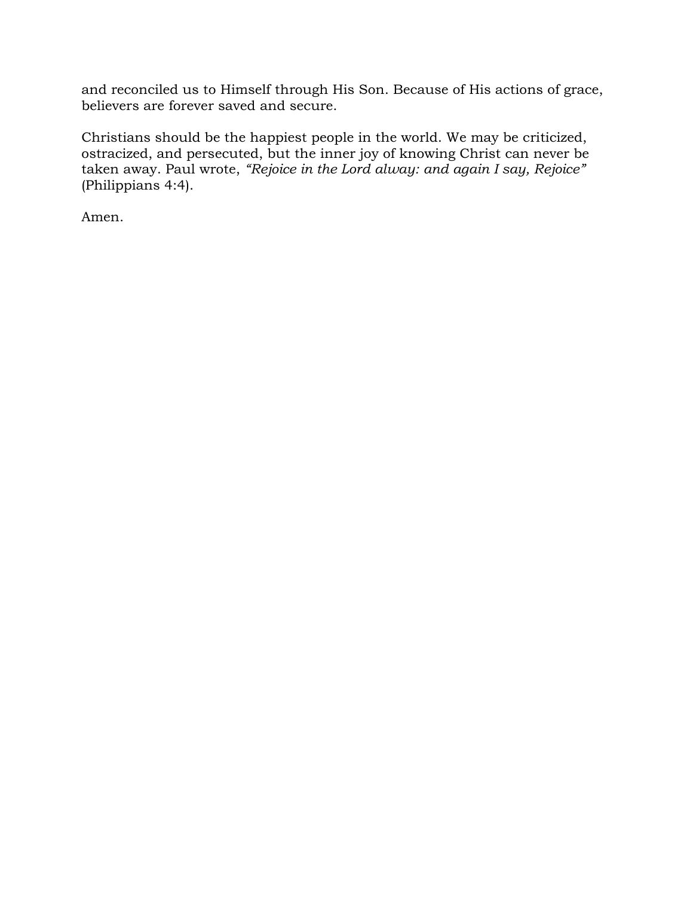and reconciled us to Himself through His Son. Because of His actions of grace, believers are forever saved and secure.

Christians should be the happiest people in the world. We may be criticized, ostracized, and persecuted, but the inner joy of knowing Christ can never be taken away. Paul wrote, *"Rejoice in the Lord alway: and again I say, Rejoice"* (Philippians 4:4).

Amen.